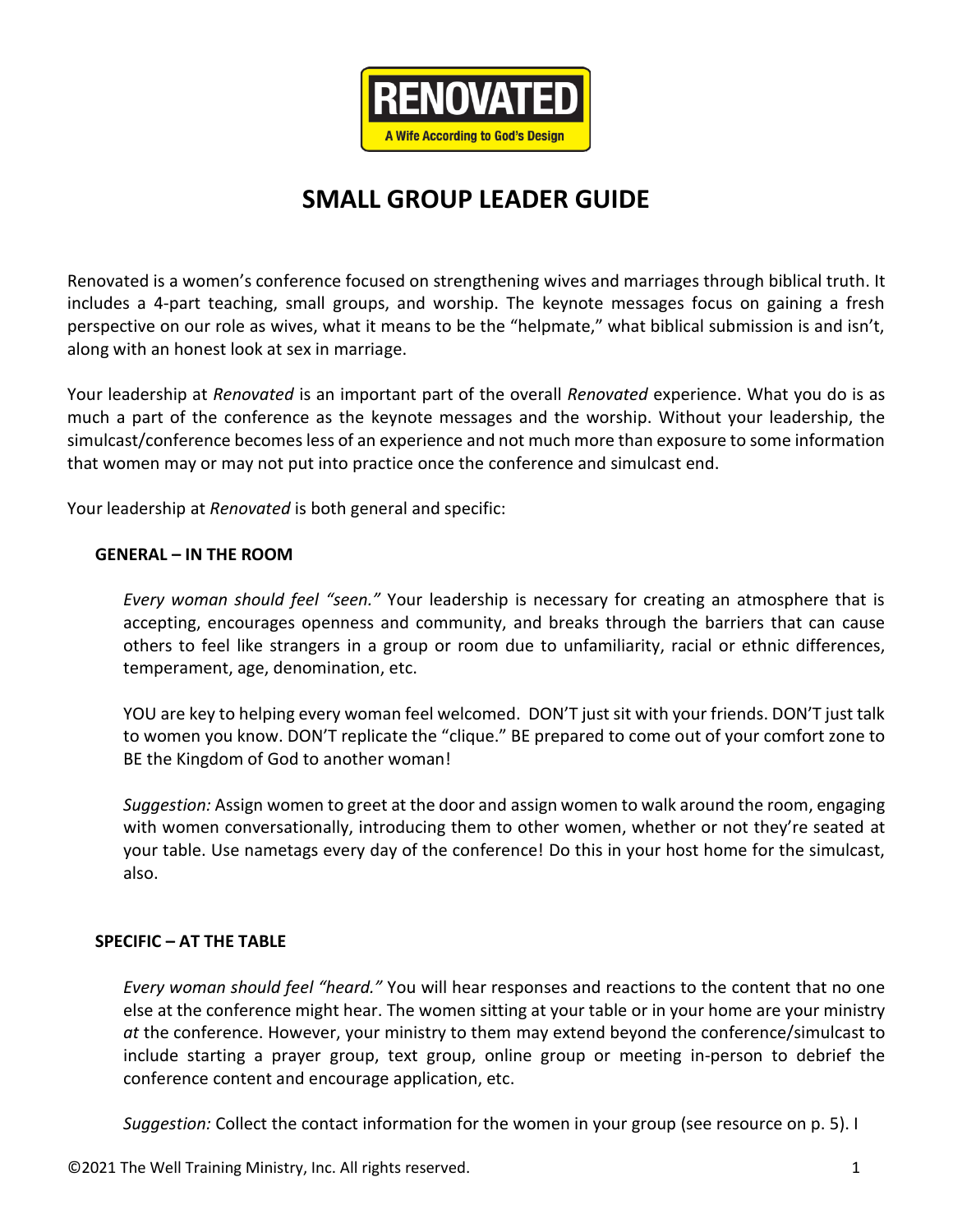**RENOVATED**
**A Wife According to God's Design**

# SMALL GROUP LEADER GUIDE

Renovated is a women's conference focused on strengthening wives and marriages through biblical truth. It includes a 4-part teaching, small groups, and worship. The keynote messages focus on gaining a fresh perspective on our role as wives, what it means to be the "helpmate," what biblical submission is and isn't, along with an honest look at sex in marriage.

Your leadership at *Renovated* is an important part of the overall *Renovated* experience. What you do is as much a part of the conference as the keynote messages and the worship. Without your leadership, the simulcast/conference becomes less of an experience and not much more than exposure to some information that women may or may not put into practice once the conference and simulcast end.

Your leadership at *Renovated* is both general and specific:

**GENERAL – IN THE ROOM**

*Every woman should feel "seen."* Your leadership is necessary for creating an atmosphere that is accepting, encourages openness and community, and breaks through the barriers that can cause others to feel like strangers in a group or room due to unfamiliarity, racial or ethnic differences, temperament, age, denomination, etc.

YOU are key to helping every woman feel welcomed. DON'T just sit with your friends. DON'T just talk to women you know. DON'T replicate the "clique." BE prepared to come out of your comfort zone to BE the Kingdom of God to another woman!

*Suggestion:* Assign women to greet at the door and assign women to walk around the room, engaging with women conversationally, introducing them to other women, whether or not they're seated at your table. Use nametags every day of the conference! Do this in your host home for the simulcast, also.

**SPECIFIC – AT THE TABLE**

*Every woman should feel "heard."* You will hear responses and reactions to the content that no one else at the conference might hear. The women sitting at your table or in your home are your ministry *at* the conference. However, your ministry to them may extend beyond the conference/simulcast to include starting a prayer group, text group, online group or meeting in-person to debrief the conference content and encourage application, etc.

*Suggestion:* Collect the contact information for the women in your group (see resource on p. 5). I

©2021 The Well Training Ministry, Inc. All rights reserved.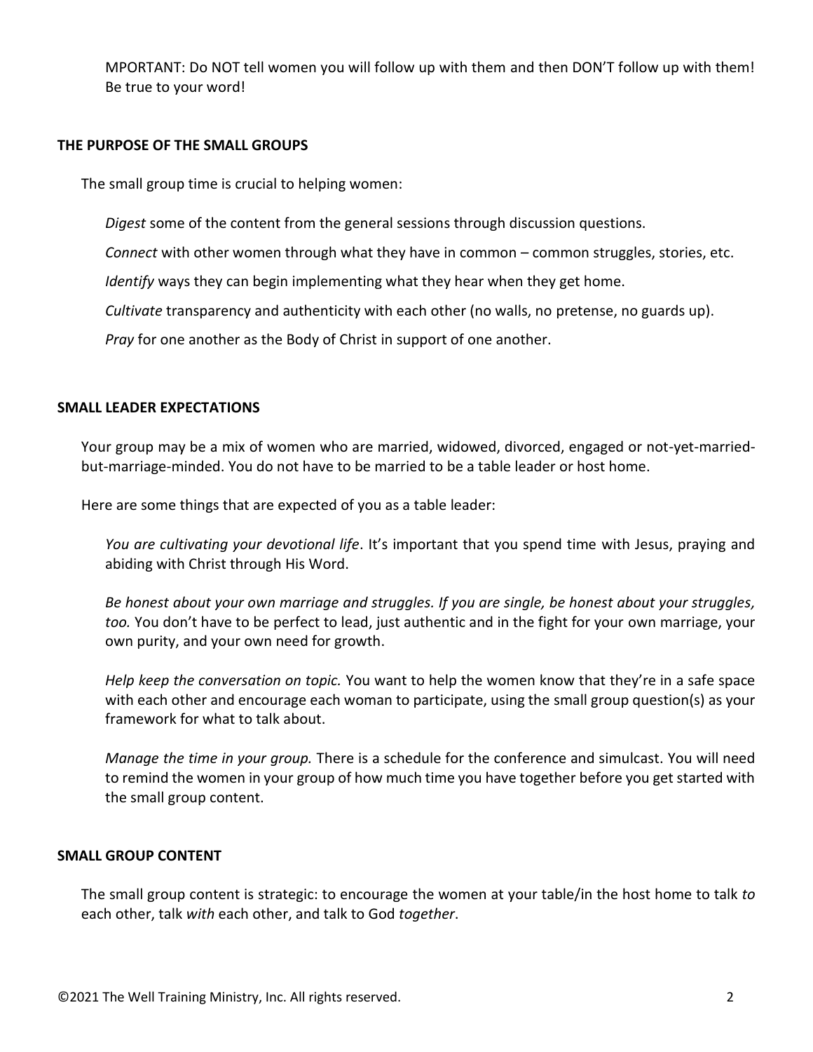MPORTANT: Do NOT tell women you will follow up with them and then DON'T follow up with them! Be true to your word!

## THE PURPOSE OF THE SMALL GROUPS

The small group time is crucial to helping women:

*Digest* some of the content from the general sessions through discussion questions.

*Connect* with other women through what they have in common – common struggles, stories, etc.

*Identify* ways they can begin implementing what they hear when they get home.

*Cultivate* transparency and authenticity with each other (no walls, no pretense, no guards up).

*Pray* for one another as the Body of Christ in support of one another.

## SMALL LEADER EXPECTATIONS

Your group may be a mix of women who are married, widowed, divorced, engaged or not-yet-married-but-marriage-minded. You do not have to be married to be a table leader or host home.

Here are some things that are expected of you as a table leader:

*You are cultivating your devotional life*. It's important that you spend time with Jesus, praying and abiding with Christ through His Word.

*Be honest about your own marriage and struggles. If you are single, be honest about your struggles, too.* You don't have to be perfect to lead, just authentic and in the fight for your own marriage, your own purity, and your own need for growth.

*Help keep the conversation on topic.* You want to help the women know that they're in a safe space with each other and encourage each woman to participate, using the small group question(s) as your framework for what to talk about.

*Manage the time in your group.* There is a schedule for the conference and simulcast. You will need to remind the women in your group of how much time you have together before you get started with the small group content.

## SMALL GROUP CONTENT

The small group content is strategic: to encourage the women at your table/in the host home to talk *to* each other, talk *with* each other, and talk to God *together*.

©2021 The Well Training Ministry, Inc. All rights reserved.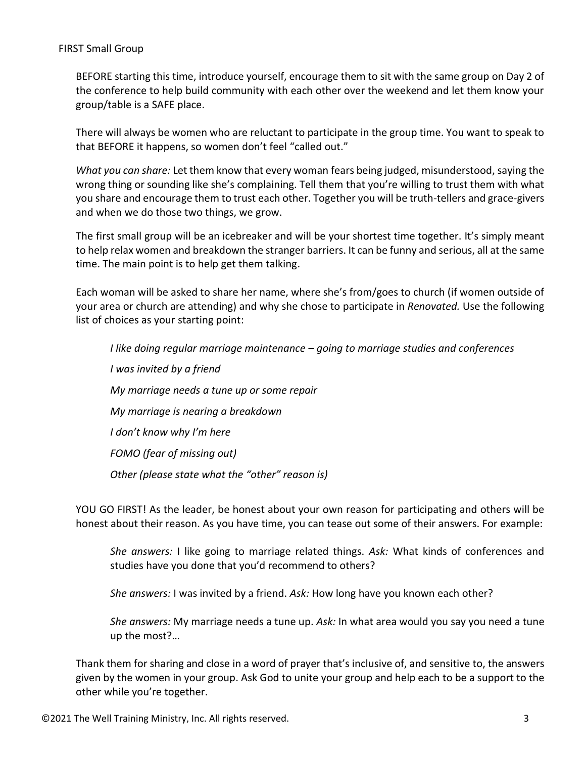## FIRST Small Group

BEFORE starting this time, introduce yourself, encourage them to sit with the same group on Day 2 of the conference to help build community with each other over the weekend and let them know your group/table is a SAFE place.

There will always be women who are reluctant to participate in the group time. You want to speak to that BEFORE it happens, so women don't feel "called out."

*What you can share:* Let them know that every woman fears being judged, misunderstood, saying the wrong thing or sounding like she's complaining. Tell them that you're willing to trust them with what you share and encourage them to trust each other. Together you will be truth-tellers and grace-givers and when we do those two things, we grow.

The first small group will be an icebreaker and will be your shortest time together. It's simply meant to help relax women and breakdown the stranger barriers. It can be funny and serious, all at the same time. The main point is to help get them talking.

Each woman will be asked to share her name, where she's from/goes to church (if women outside of your area or church are attending) and why she chose to participate in *Renovated.* Use the following list of choices as your starting point:

> *I like doing regular marriage maintenance – going to marriage studies and conferences*
>
> *I was invited by a friend*
>
> *My marriage needs a tune up or some repair*
>
> *My marriage is nearing a breakdown*
>
> *I don't know why I'm here*
>
> *FOMO (fear of missing out)*
>
> *Other (please state what the "other" reason is)*

YOU GO FIRST! As the leader, be honest about your own reason for participating and others will be honest about their reason. As you have time, you can tease out some of their answers. For example:

> *She answers:* I like going to marriage related things. *Ask:* What kinds of conferences and studies have you done that you'd recommend to others?
>
> *She answers:* I was invited by a friend. *Ask:* How long have you known each other?
>
> *She answers:* My marriage needs a tune up. *Ask:* In what area would you say you need a tune up the most?…

Thank them for sharing and close in a word of prayer that's inclusive of, and sensitive to, the answers given by the women in your group. Ask God to unite your group and help each to be a support to the other while you're together.

©2021 The Well Training Ministry, Inc. All rights reserved.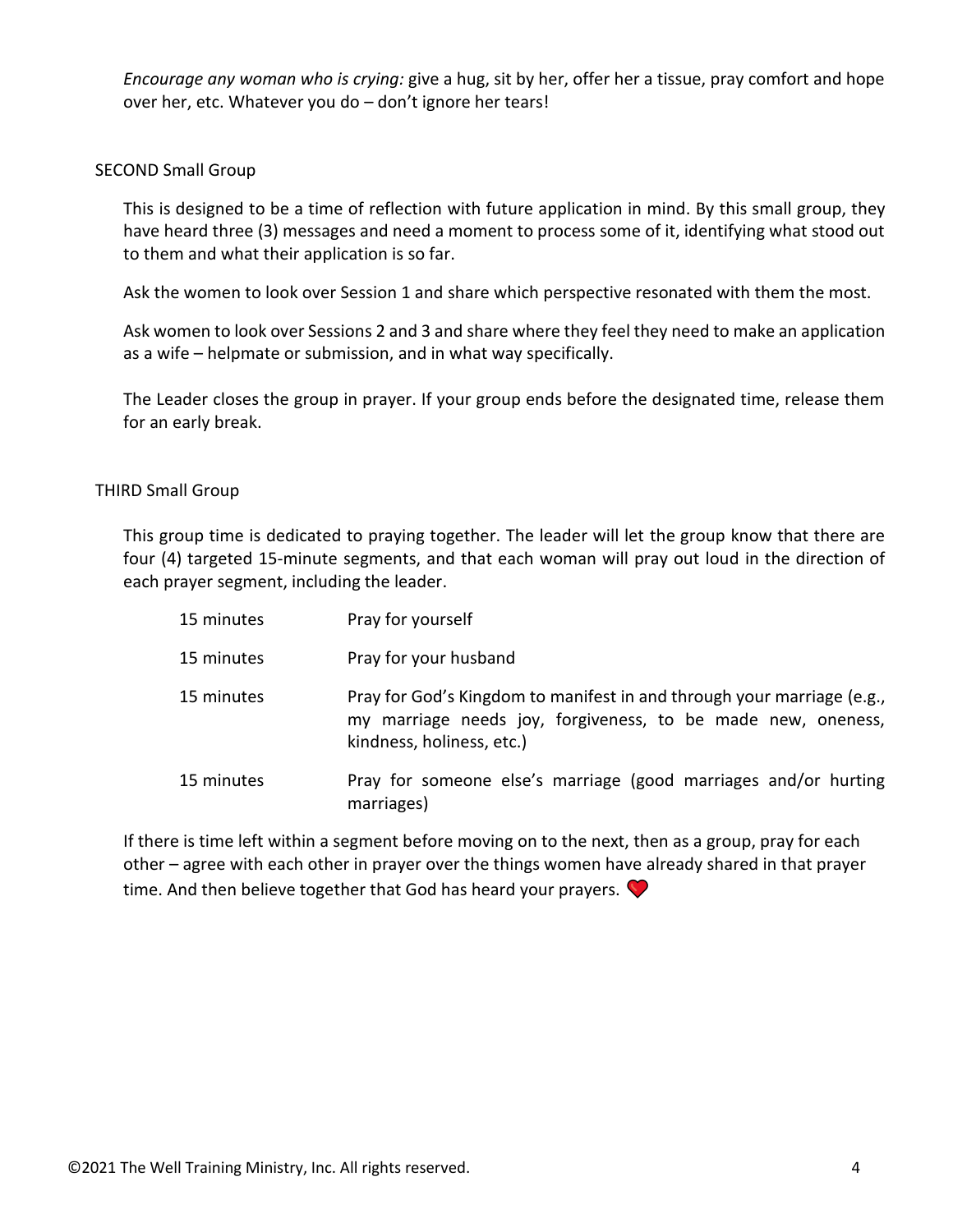*Encourage any woman who is crying:* give a hug, sit by her, offer her a tissue, pray comfort and hope over her, etc. Whatever you do – don't ignore her tears!

## SECOND Small Group

This is designed to be a time of reflection with future application in mind. By this small group, they have heard three (3) messages and need a moment to process some of it, identifying what stood out to them and what their application is so far.

Ask the women to look over Session 1 and share which perspective resonated with them the most.

Ask women to look over Sessions 2 and 3 and share where they feel they need to make an application as a wife – helpmate or submission, and in what way specifically.

The Leader closes the group in prayer. If your group ends before the designated time, release them for an early break.

## THIRD Small Group

This group time is dedicated to praying together. The leader will let the group know that there are four (4) targeted 15-minute segments, and that each woman will pray out loud in the direction of each prayer segment, including the leader.

| | |
|---|---|
| 15 minutes | Pray for yourself |
| 15 minutes | Pray for your husband |
| 15 minutes | Pray for God's Kingdom to manifest in and through your marriage (e.g., my marriage needs joy, forgiveness, to be made new, oneness, kindness, holiness, etc.) |
| 15 minutes | Pray for someone else's marriage (good marriages and/or hurting marriages) |

If there is time left within a segment before moving on to the next, then as a group, pray for each other – agree with each other in prayer over the things women have already shared in that prayer time. And then believe together that God has heard your prayers. ❤️

©2021 The Well Training Ministry, Inc. All rights reserved.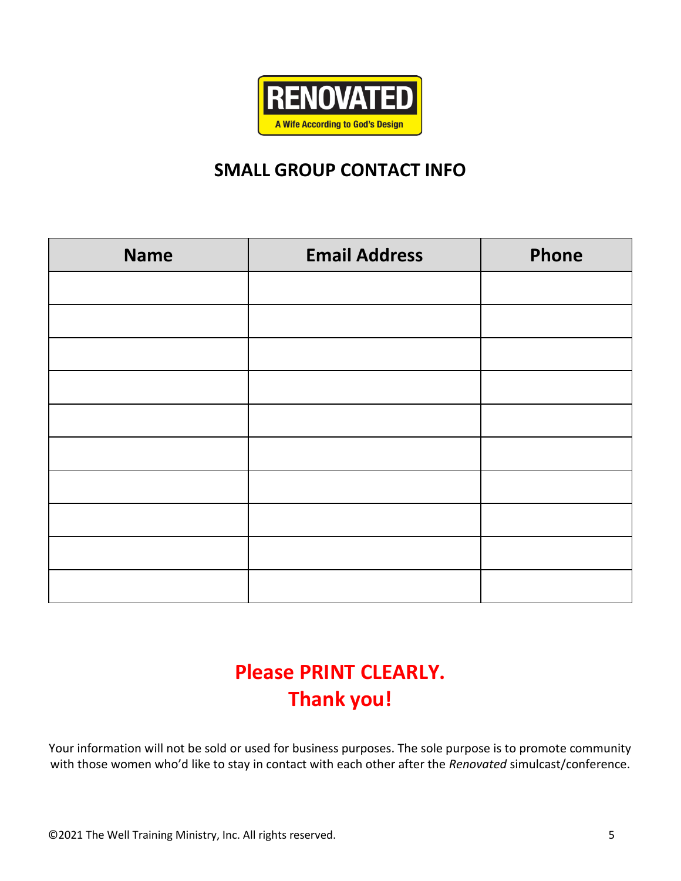**RENOVATED**

**A Wife According to God's Design**

## SMALL GROUP CONTACT INFO

| Name | Email Address | Phone |
| --- | --- | --- |
| | | |
| | | |
| | | |
| | | |
| | | |
| | | |
| | | |
| | | |
| | | |
| | | |

**Please PRINT CLEARLY.**
**Thank you!**

Your information will not be sold or used for business purposes. The sole purpose is to promote community with those women who'd like to stay in contact with each other after the *Renovated* simulcast/conference.

©2021 The Well Training Ministry, Inc. All rights reserved.